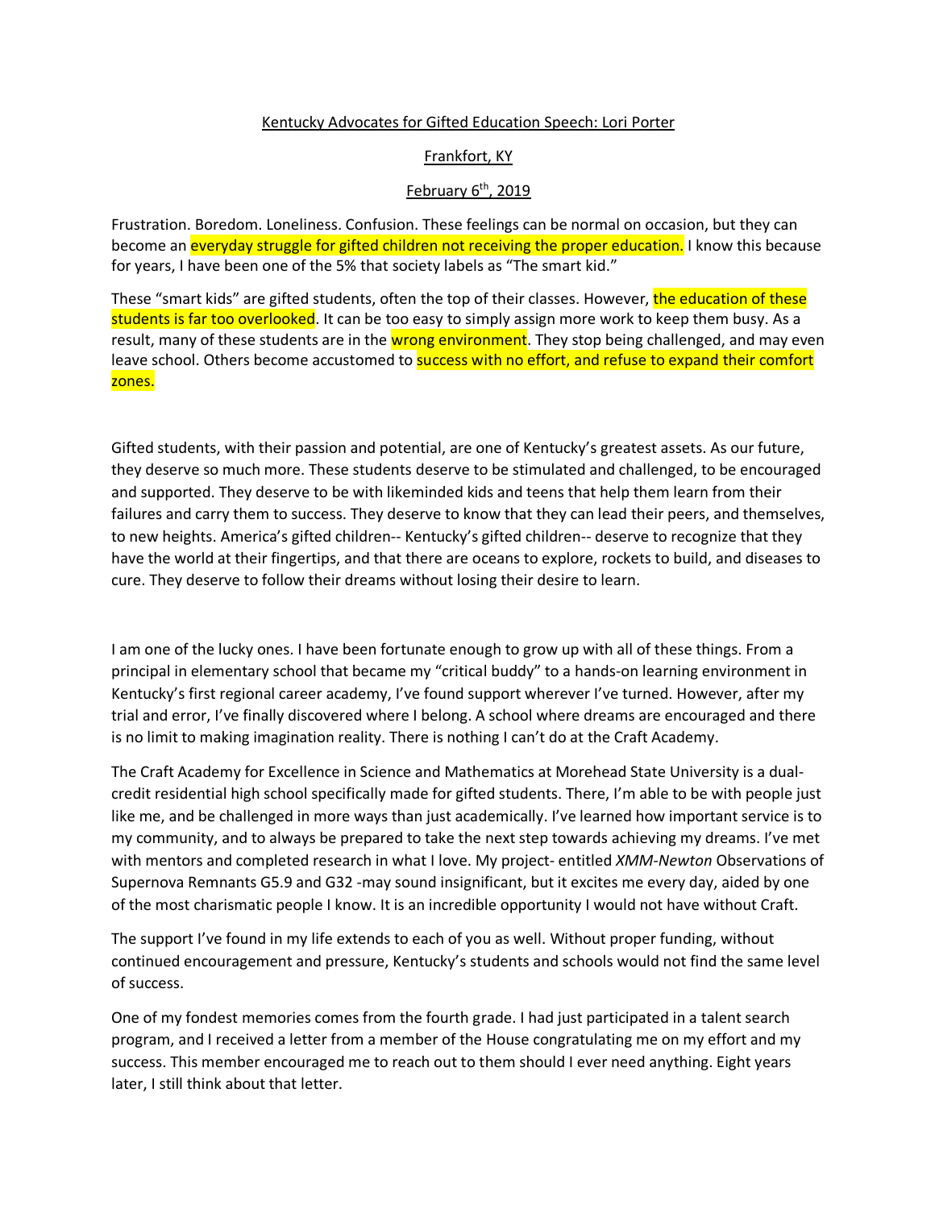Kentucky Advocates for Gifted Education Speech: Lori Porter

Frankfort, KY

February 6th, 2019

Frustration. Boredom. Loneliness. Confusion. These feelings can be normal on occasion, but they can become an everyday struggle for gifted children not receiving the proper education. I know this because for years, I have been one of the 5% that society labels as "The smart kid."

These "smart kids" are gifted students, often the top of their classes. However, the education of these students is far too overlooked. It can be too easy to simply assign more work to keep them busy. As a result, many of these students are in the wrong environment. They stop being challenged, and may even leave school. Others become accustomed to success with no effort, and refuse to expand their comfort zones.

Gifted students, with their passion and potential, are one of Kentucky's greatest assets. As our future, they deserve so much more. These students deserve to be stimulated and challenged, to be encouraged and supported. They deserve to be with likeminded kids and teens that help them learn from their failures and carry them to success. They deserve to know that they can lead their peers, and themselves, to new heights. America's gifted children-- Kentucky's gifted children-- deserve to recognize that they have the world at their fingertips, and that there are oceans to explore, rockets to build, and diseases to cure. They deserve to follow their dreams without losing their desire to learn.

I am one of the lucky ones. I have been fortunate enough to grow up with all of these things. From a principal in elementary school that became my "critical buddy" to a hands-on learning environment in Kentucky's first regional career academy, I've found support wherever I've turned. However, after my trial and error, I've finally discovered where I belong. A school where dreams are encouraged and there is no limit to making imagination reality. There is nothing I can't do at the Craft Academy.

The Craft Academy for Excellence in Science and Mathematics at Morehead State University is a dual-credit residential high school specifically made for gifted students. There, I'm able to be with people just like me, and be challenged in more ways than just academically. I've learned how important service is to my community, and to always be prepared to take the next step towards achieving my dreams. I've met with mentors and completed research in what I love. My project- entitled *XMM-Newton* Observations of Supernova Remnants G5.9 and G32 -may sound insignificant, but it excites me every day, aided by one of the most charismatic people I know. It is an incredible opportunity I would not have without Craft.

The support I've found in my life extends to each of you as well. Without proper funding, without continued encouragement and pressure, Kentucky's students and schools would not find the same level of success.

One of my fondest memories comes from the fourth grade. I had just participated in a talent search program, and I received a letter from a member of the House congratulating me on my effort and my success. This member encouraged me to reach out to them should I ever need anything. Eight years later, I still think about that letter.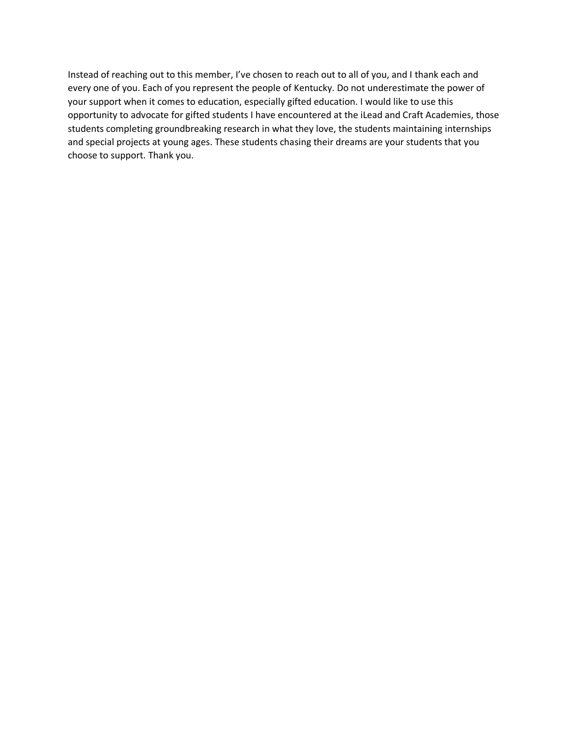Instead of reaching out to this member, I've chosen to reach out to all of you, and I thank each and every one of you. Each of you represent the people of Kentucky. Do not underestimate the power of your support when it comes to education, especially gifted education. I would like to use this opportunity to advocate for gifted students I have encountered at the iLead and Craft Academies, those students completing groundbreaking research in what they love, the students maintaining internships and special projects at young ages. These students chasing their dreams are your students that you choose to support. Thank you.